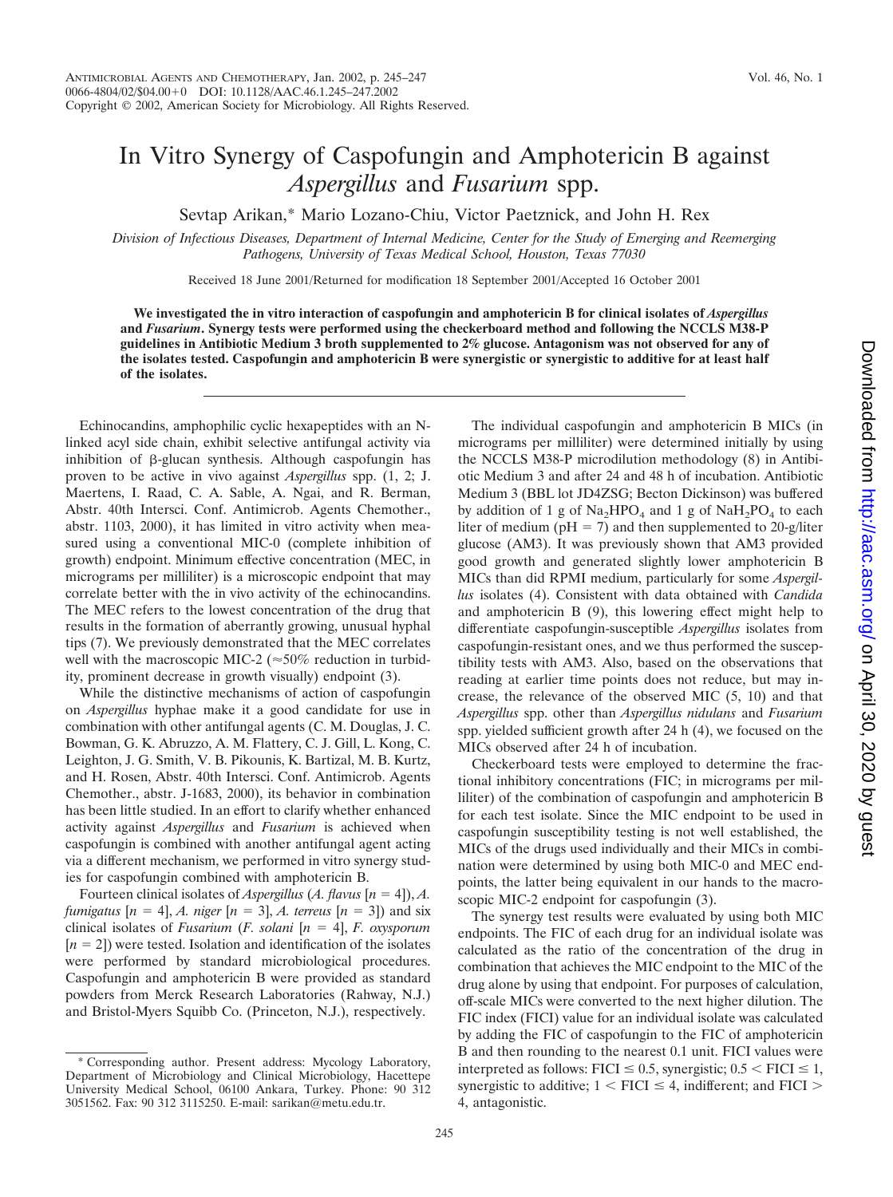# In Vitro Synergy of Caspofungin and Amphotericin B against *Aspergillus* and *Fusarium* spp.

Sevtap Arikan,* Mario Lozano-Chiu, Victor Paetznick, and John H. Rex

*Division of Infectious Diseases, Department of Internal Medicine, Center for the Study of Emerging and Reemerging Pathogens, University of Texas Medical School, Houston, Texas 77030*

Received 18 June 2001/Returned for modification 18 September 2001/Accepted 16 October 2001

**We investigated the in vitro interaction of caspofungin and amphotericin B for clinical isolates of *Aspergillus* and *Fusarium*. Synergy tests were performed using the checkerboard method and following the NCCLS M38-P guidelines in Antibiotic Medium 3 broth supplemented to 2% glucose. Antagonism was not observed for any of the isolates tested. Caspofungin and amphotericin B were synergistic or synergistic to additive for at least half of the isolates.**

Echinocandins, amphophilic cyclic hexapeptides with an N-linked acyl side chain, exhibit selective antifungal activity via inhibition of β-glucan synthesis. Although caspofungin has proven to be active in vivo against *Aspergillus* spp. (1, 2; J. Maertens, I. Raad, C. A. Sable, A. Ngai, and R. Berman, Abstr. 40th Intersci. Conf. Antimicrob. Agents Chemother., abstr. 1103, 2000), it has limited in vitro activity when measured using a conventional MIC-0 (complete inhibition of growth) endpoint. Minimum effective concentration (MEC, in micrograms per milliliter) is a microscopic endpoint that may correlate better with the in vivo activity of the echinocandins. The MEC refers to the lowest concentration of the drug that results in the formation of aberrantly growing, unusual hyphal tips (7). We previously demonstrated that the MEC correlates well with the macroscopic MIC-2 (≈50% reduction in turbidity, prominent decrease in growth visually) endpoint (3).

While the distinctive mechanisms of action of caspofungin on *Aspergillus* hyphae make it a good candidate for use in combination with other antifungal agents (C. M. Douglas, J. C. Bowman, G. K. Abruzzo, A. M. Flattery, C. J. Gill, L. Kong, C. Leighton, J. G. Smith, V. B. Pikounis, K. Bartizal, M. B. Kurtz, and H. Rosen, Abstr. 40th Intersci. Conf. Antimicrob. Agents Chemother., abstr. J-1683, 2000), its behavior in combination has been little studied. In an effort to clarify whether enhanced activity against *Aspergillus* and *Fusarium* is achieved when caspofungin is combined with another antifungal agent acting via a different mechanism, we performed in vitro synergy studies for caspofungin combined with amphotericin B.

Fourteen clinical isolates of *Aspergillus* (*A. flavus* [$n = 4$]), *A. fumigatus* [$n = 4$], *A. niger* [$n = 3$], *A. terreus* [$n = 3$]) and six clinical isolates of *Fusarium* (*F. solani* [$n = 4$], *F. oxysporum* [$n = 2$]) were tested. Isolation and identification of the isolates were performed by standard microbiological procedures. Caspofungin and amphotericin B were provided as standard powders from Merck Research Laboratories (Rahway, N.J.) and Bristol-Myers Squibb Co. (Princeton, N.J.), respectively.

The individual caspofungin and amphotericin B MICs (in micrograms per milliliter) were determined initially by using the NCCLS M38-P microdilution methodology (8) in Antibiotic Medium 3 and after 24 and 48 h of incubation. Antibiotic Medium 3 (BBL lot JD4ZSG; Becton Dickinson) was buffered by addition of 1 g of $Na_2HPO_4$ and 1 g of $NaH_2PO_4$ to each liter of medium (pH = 7) and then supplemented to 20-g/liter glucose (AM3). It was previously shown that AM3 provided good growth and generated slightly lower amphotericin B MICs than did RPMI medium, particularly for some *Aspergillus* isolates (4). Consistent with data obtained with *Candida* and amphotericin B (9), this lowering effect might help to differentiate caspofungin-susceptible *Aspergillus* isolates from caspofungin-resistant ones, and we thus performed the susceptibility tests with AM3. Also, based on the observations that reading at earlier time points does not reduce, but may increase, the relevance of the observed MIC (5, 10) and that *Aspergillus* spp. other than *Aspergillus nidulans* and *Fusarium* spp. yielded sufficient growth after 24 h (4), we focused on the MICs observed after 24 h of incubation.

Checkerboard tests were employed to determine the fractional inhibitory concentrations (FIC; in micrograms per milliliter) of the combination of caspofungin and amphotericin B for each test isolate. Since the MIC endpoint to be used in caspofungin susceptibility testing is not well established, the MICs of the drugs used individually and their MICs in combination were determined by using both MIC-0 and MEC endpoints, the latter being equivalent in our hands to the macroscopic MIC-2 endpoint for caspofungin (3).

The synergy test results were evaluated by using both MIC endpoints. The FIC of each drug for an individual isolate was calculated as the ratio of the concentration of the drug in combination that achieves the MIC endpoint to the MIC of the drug alone by using that endpoint. For purposes of calculation, off-scale MICs were converted to the next higher dilution. The FIC index (FICI) value for an individual isolate was calculated by adding the FIC of caspofungin to the FIC of amphotericin B and then rounding to the nearest 0.1 unit. FICI values were interpreted as follows: FICI ≤ 0.5, synergistic; 0.5 < FICI ≤ 1, synergistic to additive; 1 < FICI ≤ 4, indifferent; and FICI > 4, antagonistic.

\* Corresponding author. Present address: Mycology Laboratory, Department of Microbiology and Clinical Microbiology, Hacettepe University Medical School, 06100 Ankara, Turkey. Phone: 90 312 3051562. Fax: 90 312 3115250. E-mail: sarikan@metu.edu.tr.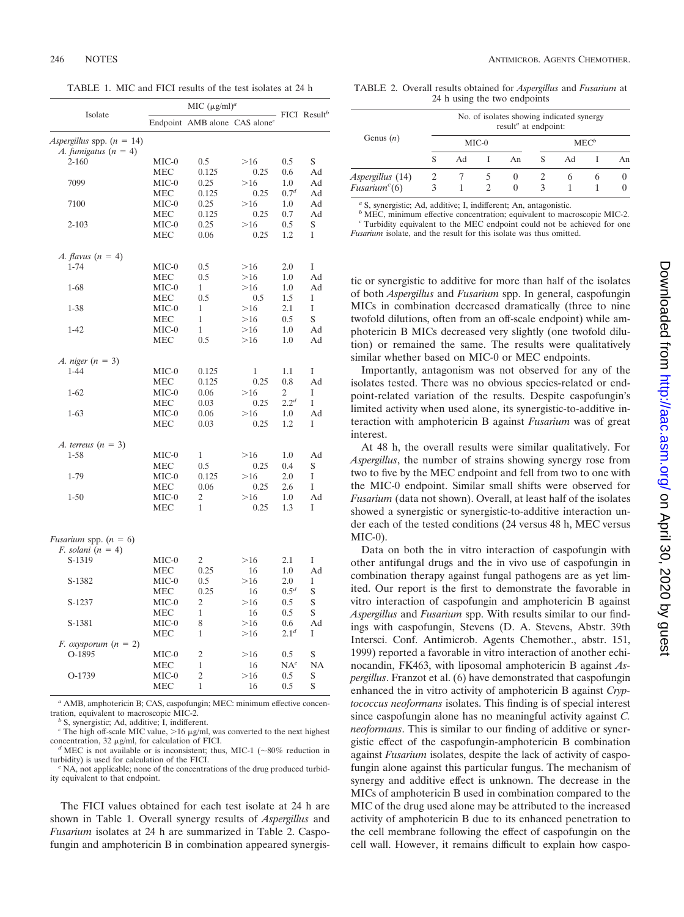TABLE 1. MIC and FICI results of the test isolates at 24 h

| Isolate | MIC (μg/ml)[a] | | | FICI | Result[b] |
|---|---|---|---|---|---|
| | Endpoint | AMB alone | CAS alone[c] | | |
| *Aspergillus* spp. (*n* = 14) | | | | | |
| *A. fumigatus* (*n* = 4) | | | | | |
| 2-160 | MIC-0 | 0.5 | >16 | 0.5 | S |
| | MEC | 0.125 | 0.25 | 0.6 | Ad |
| 7099 | MIC-0 | 0.25 | >16 | 1.0 | Ad |
| | MEC | 0.125 | 0.25 | 0.7[d] | Ad |
| 7100 | MIC-0 | 0.25 | >16 | 1.0 | Ad |
| | MEC | 0.125 | 0.25 | 0.7 | Ad |
| 2-103 | MIC-0 | 0.25 | >16 | 0.5 | S |
| | MEC | 0.06 | 0.25 | 1.2 | I |
| *A. flavus* (*n* = 4) | | | | | |
| 1-74 | MIC-0 | 0.5 | >16 | 2.0 | I |
| | MEC | 0.5 | >16 | 1.0 | Ad |
| 1-68 | MIC-0 | 1 | >16 | 1.0 | Ad |
| | MEC | 0.5 | 0.5 | 1.5 | I |
| 1-38 | MIC-0 | 1 | >16 | 2.1 | I |
| | MEC | 1 | >16 | 0.5 | S |
| 1-42 | MIC-0 | 1 | >16 | 1.0 | Ad |
| | MEC | 0.5 | >16 | 1.0 | Ad |
| *A. niger* (*n* = 3) | | | | | |
| 1-44 | MIC-0 | 0.125 | 1 | 1.1 | I |
| | MEC | 0.125 | 0.25 | 0.8 | Ad |
| 1-62 | MIC-0 | 0.06 | >16 | 2 | I |
| | MEC | 0.03 | 0.25 | 2.2[d] | I |
| 1-63 | MIC-0 | 0.06 | >16 | 1.0 | Ad |
| | MEC | 0.03 | 0.25 | 1.2 | I |
| *A. terreus* (*n* = 3) | | | | | |
| 1-58 | MIC-0 | 1 | >16 | 1.0 | Ad |
| | MEC | 0.5 | 0.25 | 0.4 | S |
| 1-79 | MIC-0 | 0.125 | >16 | 2.0 | I |
| | MEC | 0.06 | 0.25 | 2.6 | I |
| 1-50 | MIC-0 | 2 | >16 | 1.0 | Ad |
| | MEC | 1 | 0.25 | 1.3 | I |
| *Fusarium* spp. (*n* = 6) | | | | | |
| *F. solani* (*n* = 4) | | | | | |
| S-1319 | MIC-0 | 2 | >16 | 2.1 | I |
| | MEC | 0.25 | 16 | 1.0 | Ad |
| S-1382 | MIC-0 | 0.5 | >16 | 2.0 | I |
| | MEC | 0.25 | 16 | 0.5[d] | S |
| S-1237 | MIC-0 | 2 | >16 | 0.5 | S |
| | MEC | 1 | 16 | 0.5 | S |
| S-1381 | MIC-0 | 8 | >16 | 0.6 | Ad |
| | MEC | 1 | >16 | 2.1[d] | I |
| *F. oxysporum* (*n* = 2) | | | | | |
| O-1895 | MIC-0 | 2 | >16 | 0.5 | S |
| | MEC | 1 | 16 | NA[e] | NA |
| O-1739 | MIC-0 | 2 | >16 | 0.5 | S |
| | MEC | 1 | 16 | 0.5 | S |

[a] AMB, amphotericin B; CAS, caspofungin; MEC: minimum effective concentration, equivalent to macroscopic MIC-2.
[b] S, synergistic; Ad, additive; I, indifferent.
[c] The high off-scale MIC value, >16 μg/ml, was converted to the next highest concentration, 32 μg/ml, for calculation of FICI.
[d] MEC is not available or is inconsistent; thus, MIC-1 (~80% reduction in turbidity) is used for calculation of the FICI.
[e] NA, not applicable; none of the concentrations of the drug produced turbidity equivalent to that endpoint.

The FICI values obtained for each test isolate at 24 h are shown in Table 1. Overall synergy results of *Aspergillus* and *Fusarium* isolates at 24 h are summarized in Table 2. Caspofungin and amphotericin B in combination appeared synergistic or synergistic to additive for more than half of the isolates of both *Aspergillus* and *Fusarium* spp. In general, caspofungin MICs in combination decreased dramatically (three to nine twofold dilutions, often from an off-scale endpoint) while amphotericin B MICs decreased very slightly (one twofold dilution) or remained the same. The results were qualitatively similar whether based on MIC-0 or MEC endpoints.

TABLE 2. Overall results obtained for *Aspergillus* and *Fusarium* at 24 h using the two endpoints

| Genus (*n*) | No. of isolates showing indicated synergy result[a] at endpoint: | | | | | | | |
|---|---|---|---|---|---|---|---|---|
| | MIC-0 | | | | MEC[b] | | | |
| | S | Ad | I | An | S | Ad | I | An |
| *Aspergillus* (14) | 2 | 7 | 5 | 0 | 2 | 6 | 6 | 0 |
| *Fusarium*[c] (6) | 3 | 1 | 2 | 0 | 3 | 1 | 1 | 0 |

[a] S, synergistic; Ad, additive; I, indifferent; An, antagonistic.
[b] MEC, minimum effective concentration; equivalent to macroscopic MIC-2.
[c] Turbidity equivalent to the MEC endpoint could not be achieved for one *Fusarium* isolate, and the result for this isolate was thus omitted.

Importantly, antagonism was not observed for any of the isolates tested. There was no obvious species-related or endpoint-related variation of the results. Despite caspofungin's limited activity when used alone, its synergistic-to-additive interaction with amphotericin B against *Fusarium* was of great interest.

At 48 h, the overall results were similar qualitatively. For *Aspergillus*, the number of strains showing synergy rose from two to five by the MEC endpoint and fell from two to one with the MIC-0 endpoint. Similar small shifts were observed for *Fusarium* (data not shown). Overall, at least half of the isolates showed a synergistic or synergistic-to-additive interaction under each of the tested conditions (24 versus 48 h, MEC versus MIC-0).

Data on both the in vitro interaction of caspofungin with other antifungal drugs and the in vivo use of caspofungin in combination therapy against fungal pathogens are as yet limited. Our report is the first to demonstrate the favorable in vitro interaction of caspofungin and amphotericin B against *Aspergillus* and *Fusarium* spp. With results similar to our findings with caspofungin, Stevens (D. A. Stevens, Abstr. 39th Intersci. Conf. Antimicrob. Agents Chemother., abstr. 151, 1999) reported a favorable in vitro interaction of another echinocandin, FK463, with liposomal amphotericin B against *Aspergillus*. Franzot et al. (6) have demonstrated that caspofungin enhanced the in vitro activity of amphotericin B against *Cryptococcus neoformans* isolates. This finding is of special interest since caspofungin alone has no meaningful activity against *C. neoformans*. This is similar to our finding of additive or synergistic effect of the caspofungin-amphotericin B combination against *Fusarium* isolates, despite the lack of activity of caspofungin alone against this particular fungus. The mechanism of synergy and additive effect is unknown. The decrease in the MICs of amphotericin B used in combination compared to the MIC of the drug used alone may be attributed to the increased activity of amphotericin B due to its enhanced penetration to the cell membrane following the effect of caspofungin on the cell wall. However, it remains difficult to explain how caspo-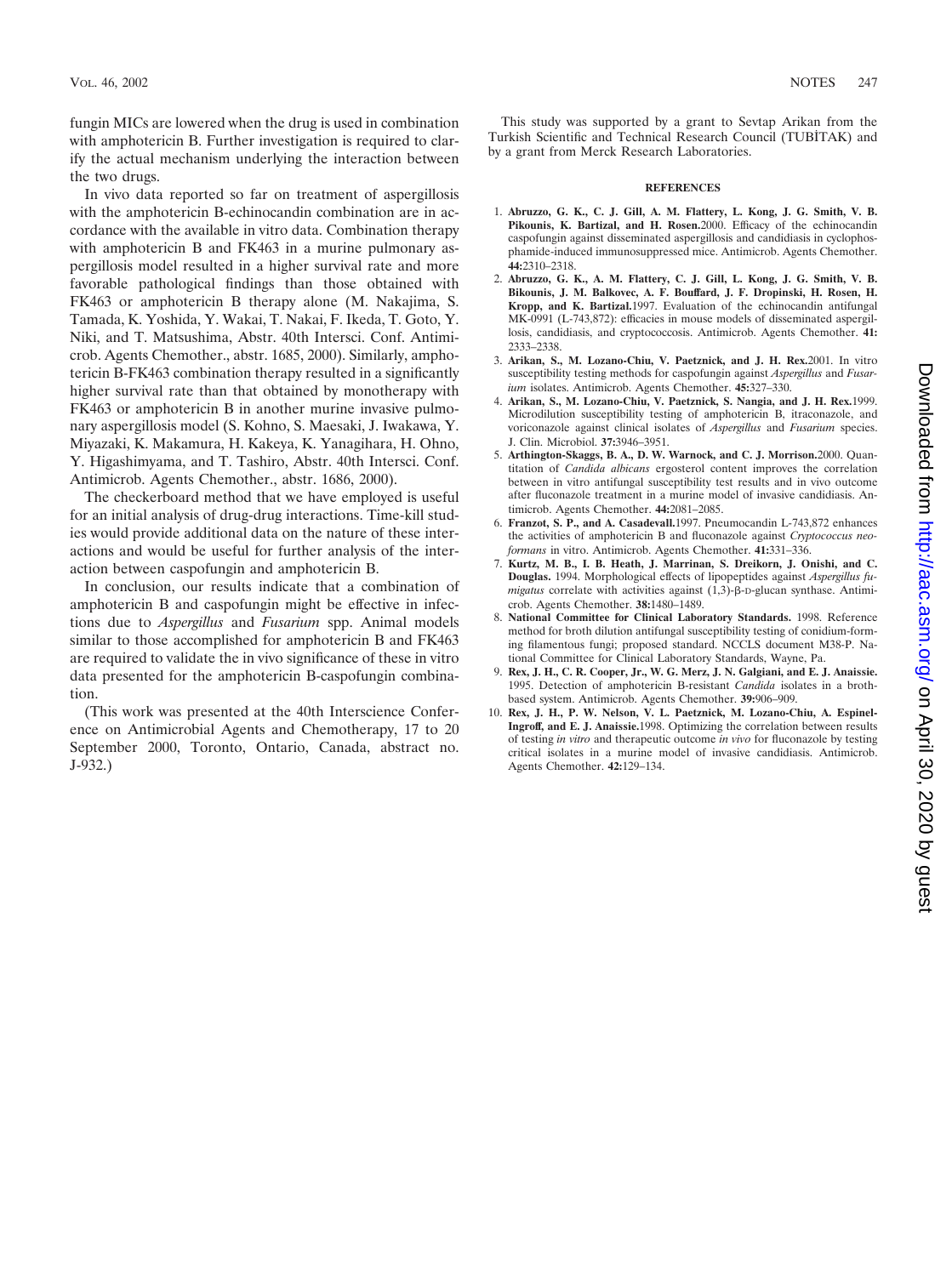fungin MICs are lowered when the drug is used in combination with amphotericin B. Further investigation is required to clarify the actual mechanism underlying the interaction between the two drugs.

In vivo data reported so far on treatment of aspergillosis with the amphotericin B-echinocandin combination are in accordance with the available in vitro data. Combination therapy with amphotericin B and FK463 in a murine pulmonary aspergillosis model resulted in a higher survival rate and more favorable pathological findings than those obtained with FK463 or amphotericin B therapy alone (M. Nakajima, S. Tamada, K. Yoshida, Y. Wakai, T. Nakai, F. Ikeda, T. Goto, Y. Niki, and T. Matsushima, Abstr. 40th Intersci. Conf. Antimicrob. Agents Chemother., abstr. 1685, 2000). Similarly, amphotericin B-FK463 combination therapy resulted in a significantly higher survival rate than that obtained by monotherapy with FK463 or amphotericin B in another murine invasive pulmonary aspergillosis model (S. Kohno, S. Maesaki, J. Iwakawa, Y. Miyazaki, K. Makamura, H. Kakeya, K. Yanagihara, H. Ohno, Y. Higashimyama, and T. Tashiro, Abstr. 40th Intersci. Conf. Antimicrob. Agents Chemother., abstr. 1686, 2000).

The checkerboard method that we have employed is useful for an initial analysis of drug-drug interactions. Time-kill studies would provide additional data on the nature of these interactions and would be useful for further analysis of the interaction between caspofungin and amphotericin B.

In conclusion, our results indicate that a combination of amphotericin B and caspofungin might be effective in infections due to *Aspergillus* and *Fusarium* spp. Animal models similar to those accomplished for amphotericin B and FK463 are required to validate the in vivo significance of these in vitro data presented for the amphotericin B-caspofungin combination.

(This work was presented at the 40th Interscience Conference on Antimicrobial Agents and Chemotherapy, 17 to 20 September 2000, Toronto, Ontario, Canada, abstract no. J-932.)

This study was supported by a grant to Sevtap Arikan from the Turkish Scientific and Technical Research Council (TUBİTAK) and by a grant from Merck Research Laboratories.

## REFERENCES

1. **Abruzzo, G. K., C. J. Gill, A. M. Flattery, L. Kong, J. G. Smith, V. B. Pikounis, K. Bartizal, and H. Rosen.** 2000. Efficacy of the echinocandin caspofungin against disseminated aspergillosis and candidiasis in cyclophosphamide-induced immunosuppressed mice. Antimicrob. Agents Chemother. **44:**2310–2318.
2. **Abruzzo, G. K., A. M. Flattery, C. J. Gill, L. Kong, J. G. Smith, V. B. Bikounis, J. M. Balkovec, A. F. Bouffard, J. F. Dropinski, H. Rosen, H. Kropp, and K. Bartizal.** 1997. Evaluation of the echinocandin antifungal MK-0991 (L-743,872): efficacies in mouse models of disseminated aspergillosis, candidiasis, and cryptococcosis. Antimicrob. Agents Chemother. **41:**2333–2338.
3. **Arikan, S., M. Lozano-Chiu, V. Paetznick, and J. H. Rex.** 2001. In vitro susceptibility testing methods for caspofungin against *Aspergillus* and *Fusarium* isolates. Antimicrob. Agents Chemother. **45:**327–330.
4. **Arikan, S., M. Lozano-Chiu, V. Paetznick, S. Nangia, and J. H. Rex.** 1999. Microdilution susceptibility testing of amphotericin B, itraconazole, and voriconazole against clinical isolates of *Aspergillus* and *Fusarium* species. J. Clin. Microbiol. **37:**3946–3951.
5. **Arthington-Skaggs, B. A., D. W. Warnock, and C. J. Morrison.** 2000. Quantitation of *Candida albicans* ergosterol content improves the correlation between in vitro antifungal susceptibility test results and in vivo outcome after fluconazole treatment in a murine model of invasive candidiasis. Antimicrob. Agents Chemother. **44:**2081–2085.
6. **Franzot, S. P., and A. Casadevall.** 1997. Pneumocandin L-743,872 enhances the activities of amphotericin B and fluconazole against *Cryptococcus neoformans* in vitro. Antimicrob. Agents Chemother. **41:**331–336.
7. **Kurtz, M. B., I. B. Heath, J. Marrinan, S. Dreikorn, J. Onishi, and C. Douglas.** 1994. Morphological effects of lipopeptides against *Aspergillus fumigatus* correlate with activities against (1,3)-β-D-glucan synthase. Antimicrob. Agents Chemother. **38:**1480–1489.
8. **National Committee for Clinical Laboratory Standards.** 1998. Reference method for broth dilution antifungal susceptibility testing of conidium-forming filamentous fungi; proposed standard. NCCLS document M38-P. National Committee for Clinical Laboratory Standards, Wayne, Pa.
9. **Rex, J. H., C. R. Cooper, Jr., W. G. Merz, J. N. Galgiani, and E. J. Anaissie.** 1995. Detection of amphotericin B-resistant *Candida* isolates in a broth-based system. Antimicrob. Agents Chemother. **39:**906–909.
10. **Rex, J. H., P. W. Nelson, V. L. Paetznick, M. Lozano-Chiu, A. Espinel-Ingroff, and E. J. Anaissie.** 1998. Optimizing the correlation between results of testing *in vitro* and therapeutic outcome *in vivo* for fluconazole by testing critical isolates in a murine model of invasive candidiasis. Antimicrob. Agents Chemother. **42:**129–134.